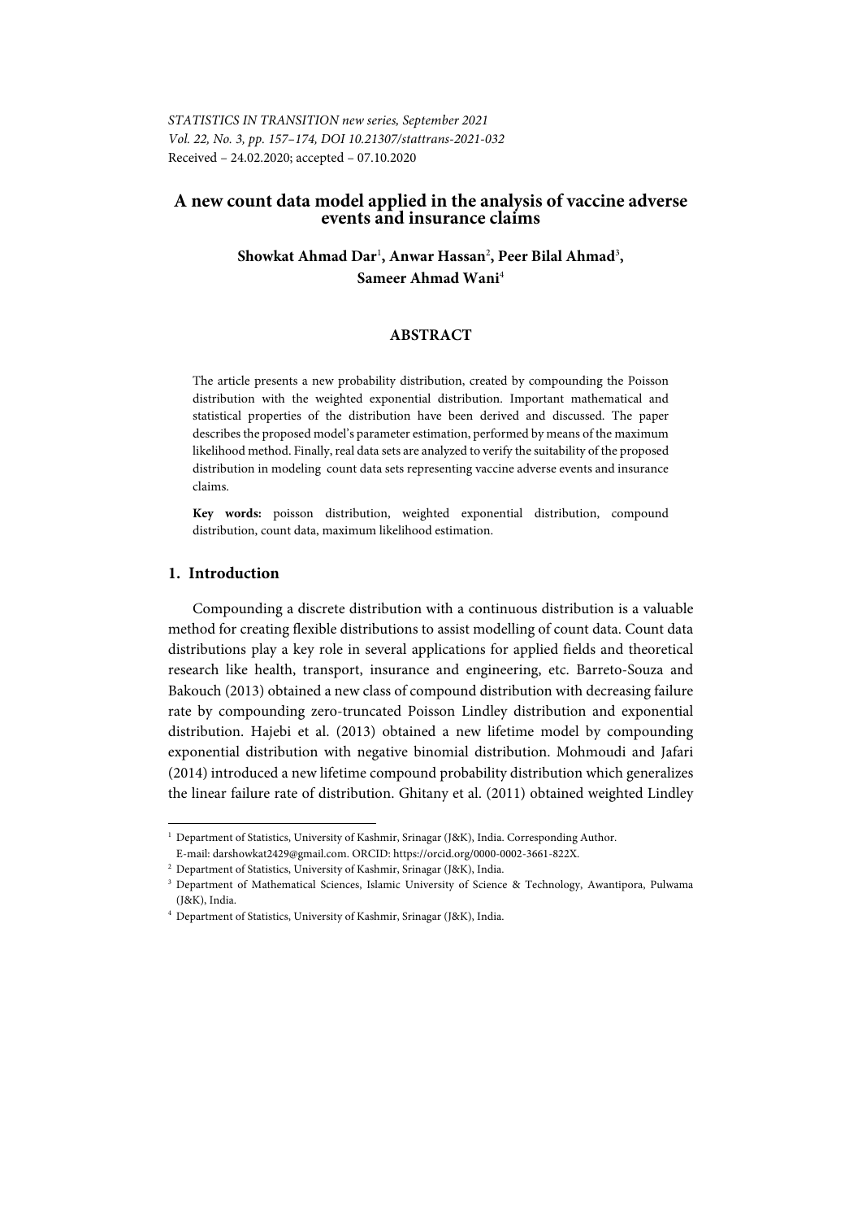STATISTICS IN TRANSITION new series, September 2021
Vol. 22, No. 3, pp. 157–174, DOI 10.21307/stattrans-2021-032
Received – 24.02.2020; accepted – 07.10.2020

# A new count data model applied in the analysis of vaccine adverse events and insurance claims

**Showkat Ahmad Dar**[1]**, Anwar Hassan**[2]**, Peer Bilal Ahmad**[3]**, Sameer Ahmad Wani**[4]

## ABSTRACT

The article presents a new probability distribution, created by compounding the Poisson distribution with the weighted exponential distribution. Important mathematical and statistical properties of the distribution have been derived and discussed. The paper describes the proposed model's parameter estimation, performed by means of the maximum likelihood method. Finally, real data sets are analyzed to verify the suitability of the proposed distribution in modeling count data sets representing vaccine adverse events and insurance claims.

**Key words:** poisson distribution, weighted exponential distribution, compound distribution, count data, maximum likelihood estimation.

## 1. Introduction

Compounding a discrete distribution with a continuous distribution is a valuable method for creating flexible distributions to assist modelling of count data. Count data distributions play a key role in several applications for applied fields and theoretical research like health, transport, insurance and engineering, etc. Barreto-Souza and Bakouch (2013) obtained a new class of compound distribution with decreasing failure rate by compounding zero-truncated Poisson Lindley distribution and exponential distribution. Hajebi et al. (2013) obtained a new lifetime model by compounding exponential distribution with negative binomial distribution. Mohmoudi and Jafari (2014) introduced a new lifetime compound probability distribution which generalizes the linear failure rate of distribution. Ghitany et al. (2011) obtained weighted Lindley

---

[1] Department of Statistics, University of Kashmir, Srinagar (J&K), India. Corresponding Author. E-mail: darshowkat2429@gmail.com. ORCID: https://orcid.org/0000-0002-3661-822X.

[2] Department of Statistics, University of Kashmir, Srinagar (J&K), India.

[3] Department of Mathematical Sciences, Islamic University of Science & Technology, Awantipora, Pulwama (J&K), India.

[4] Department of Statistics, University of Kashmir, Srinagar (J&K), India.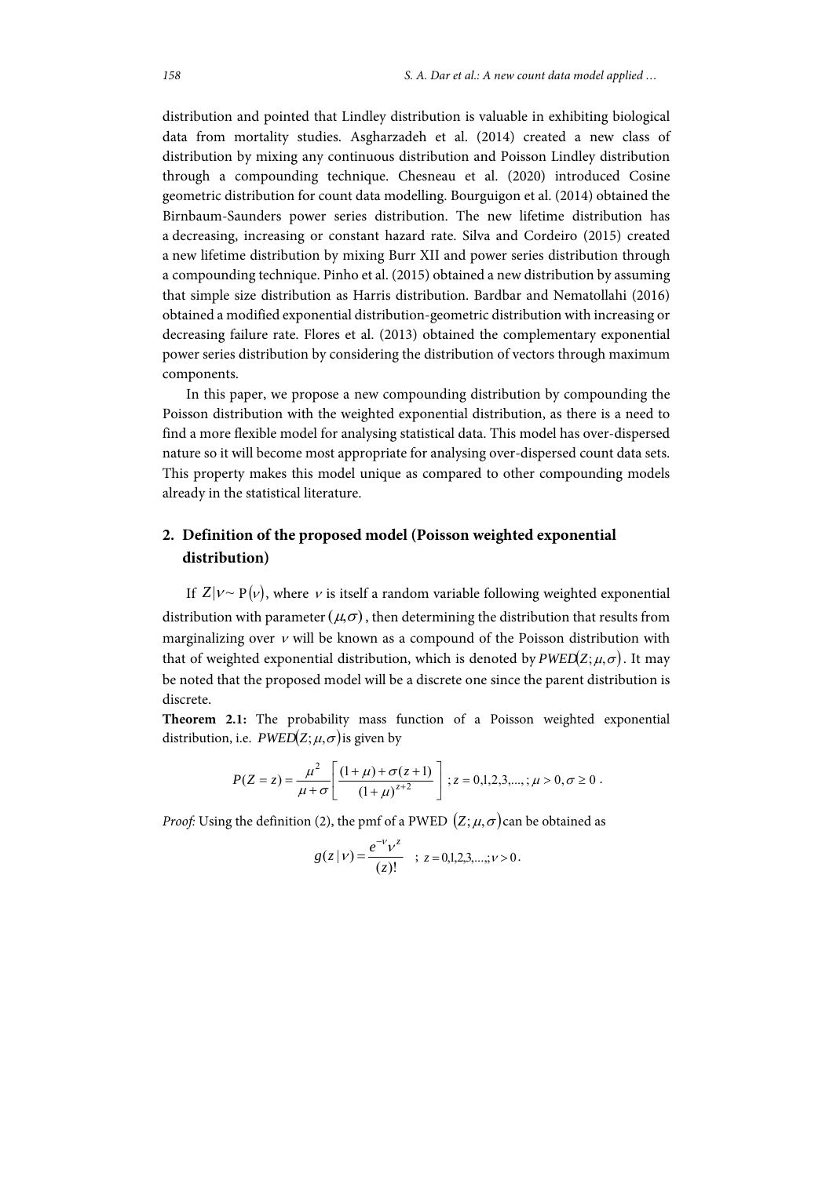distribution and pointed that Lindley distribution is valuable in exhibiting biological data from mortality studies. Asgharzadeh et al. (2014) created a new class of distribution by mixing any continuous distribution and Poisson Lindley distribution through a compounding technique. Chesneau et al. (2020) introduced Cosine geometric distribution for count data modelling. Bourguigon et al. (2014) obtained the Birnbaum-Saunders power series distribution. The new lifetime distribution has a decreasing, increasing or constant hazard rate. Silva and Cordeiro (2015) created a new lifetime distribution by mixing Burr XII and power series distribution through a compounding technique. Pinho et al. (2015) obtained a new distribution by assuming that simple size distribution as Harris distribution. Bardbar and Nematollahi (2016) obtained a modified exponential distribution-geometric distribution with increasing or decreasing failure rate. Flores et al. (2013) obtained the complementary exponential power series distribution by considering the distribution of vectors through maximum components.

In this paper, we propose a new compounding distribution by compounding the Poisson distribution with the weighted exponential distribution, as there is a need to find a more flexible model for analysing statistical data. This model has over-dispersed nature so it will become most appropriate for analysing over-dispersed count data sets. This property makes this model unique as compared to other compounding models already in the statistical literature.

## 2. Definition of the proposed model (Poisson weighted exponential distribution)

If $Z|\nu \sim \mathrm{P}(\nu)$, where $\nu$ is itself a random variable following weighted exponential distribution with parameter $(\mu,\sigma)$, then determining the distribution that results from marginalizing over $\nu$ will be known as a compound of the Poisson distribution with that of weighted exponential distribution, which is denoted by $PWED(Z;\mu,\sigma)$. It may be noted that the proposed model will be a discrete one since the parent distribution is discrete.

**Theorem 2.1:** The probability mass function of a Poisson weighted exponential distribution, i.e. $PWED(Z;\mu,\sigma)$ is given by

$$P(Z=z)=\frac{\mu^2}{\mu+\sigma}\left[\frac{(1+\mu)+\sigma(z+1)}{(1+\mu)^{z+2}}\right];z=0,1,2,3,...,;\mu>0,\sigma\geq 0\,.$$

*Proof:* Using the definition (2), the pmf of a PWED $(Z;\mu,\sigma)$ can be obtained as

$$g(z\,|\,\nu)=\frac{e^{-\nu}\nu^z}{(z)!}\quad ;\ z=0,1,2,3,...,;\nu>0\,.$$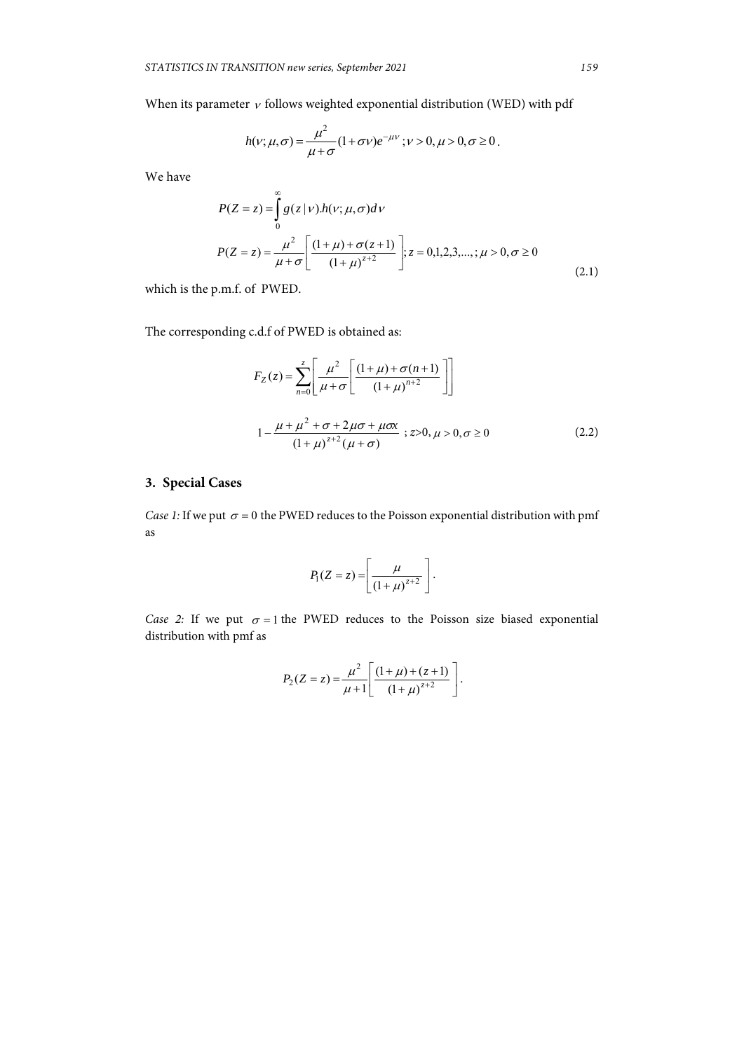When its parameter $\nu$ follows weighted exponential distribution (WED) with pdf

$$h(\nu;\mu,\sigma)=\frac{\mu^2}{\mu+\sigma}(1+\sigma\nu)e^{-\mu\nu}\,;\nu>0,\mu>0,\sigma\geq 0\,.$$

We have

$$P(Z=z)=\int_0^\infty g(z\,|\,\nu).h(\nu;\mu,\sigma)d\nu$$

$$P(Z=z)=\frac{\mu^2}{\mu+\sigma}\left[\frac{(1+\mu)+\sigma(z+1)}{(1+\mu)^{z+2}}\right];z=0,1,2,3,...,;\mu>0,\sigma\geq 0 \tag{2.1}$$

which is the p.m.f. of PWED.

The corresponding c.d.f of PWED is obtained as:

$$F_Z(z)=\sum_{n=0}^{z}\left[\frac{\mu^2}{\mu+\sigma}\left[\frac{(1+\mu)+\sigma(n+1)}{(1+\mu)^{n+2}}\right]\right]$$

$$1-\frac{\mu+\mu^2+\sigma+2\mu\sigma+\mu\sigma x}{(1+\mu)^{z+2}(\mu+\sigma)}\ ;z>0,\mu>0,\sigma\geq 0 \tag{2.2}$$

## 3. Special Cases

*Case 1:* If we put $\sigma=0$ the PWED reduces to the Poisson exponential distribution with pmf as

$$P_1(Z=z)=\left[\frac{\mu}{(1+\mu)^{z+2}}\right].$$

*Case 2:* If we put $\sigma=1$ the PWED reduces to the Poisson size biased exponential distribution with pmf as

$$P_2(Z=z)=\frac{\mu^2}{\mu+1}\left[\frac{(1+\mu)+(z+1)}{(1+\mu)^{z+2}}\right].$$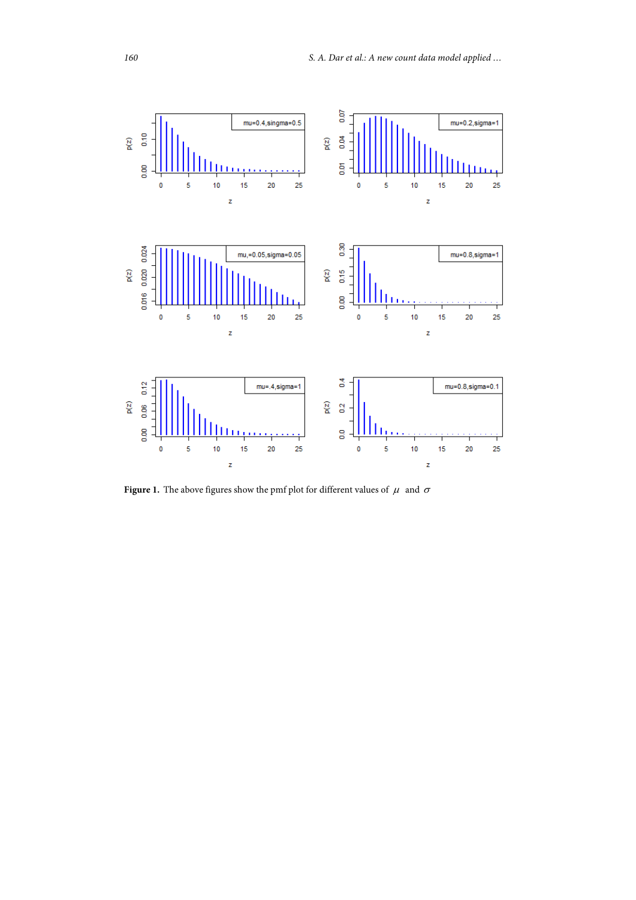Figure 1. The above figures show the pmf plot for different values of $\mu$ and $\sigma$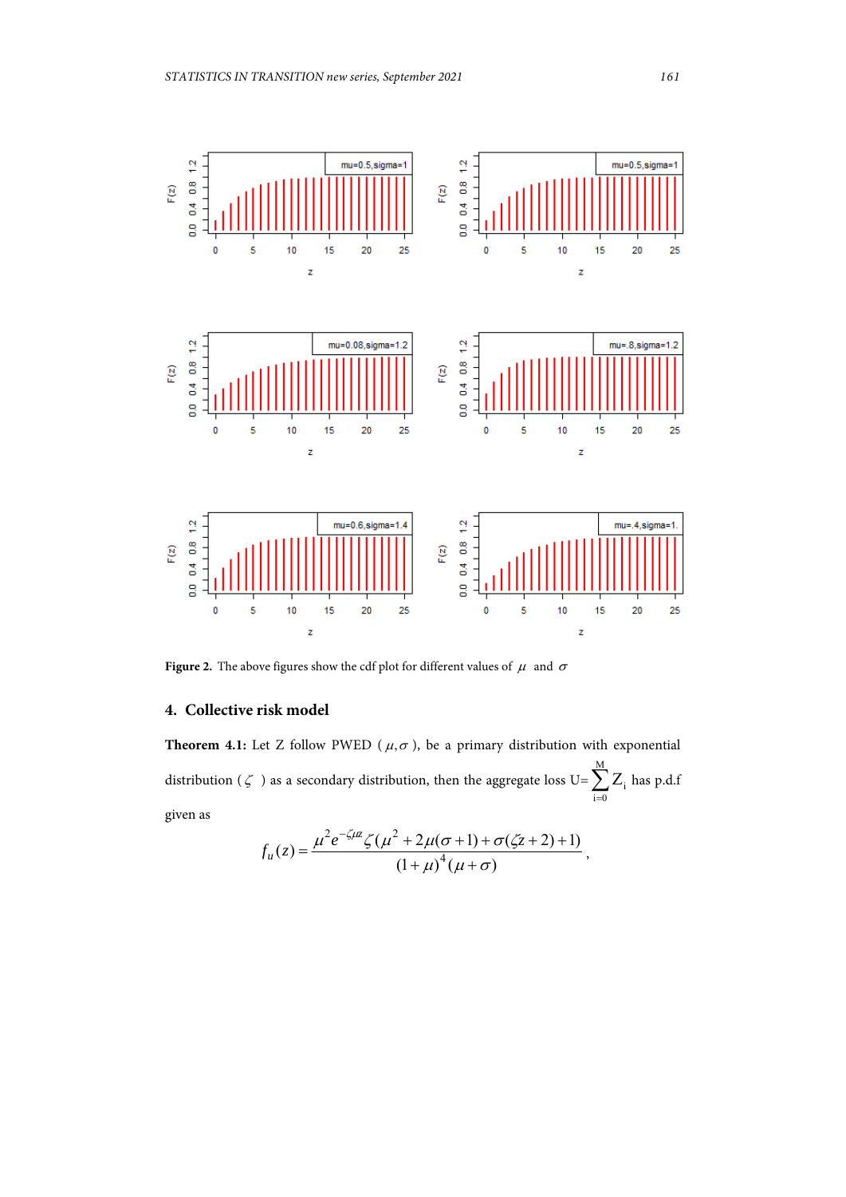Figure 2. The above figures show the cdf plot for different values of $\mu$ and $\sigma$

## 4. Collective risk model

**Theorem 4.1:** Let Z follow PWED ($\mu,\sigma$), be a primary distribution with exponential distribution ($\zeta$) as a secondary distribution, then the aggregate loss U= $\sum_{i=0}^{M} Z_i$ has p.d.f given as

$$f_u(z) = \frac{\mu^2 e^{-\zeta\mu z}\zeta(\mu^2 + 2\mu(\sigma+1) + \sigma(\zeta z + 2) + 1)}{(1+\mu)^4(\mu+\sigma)},$$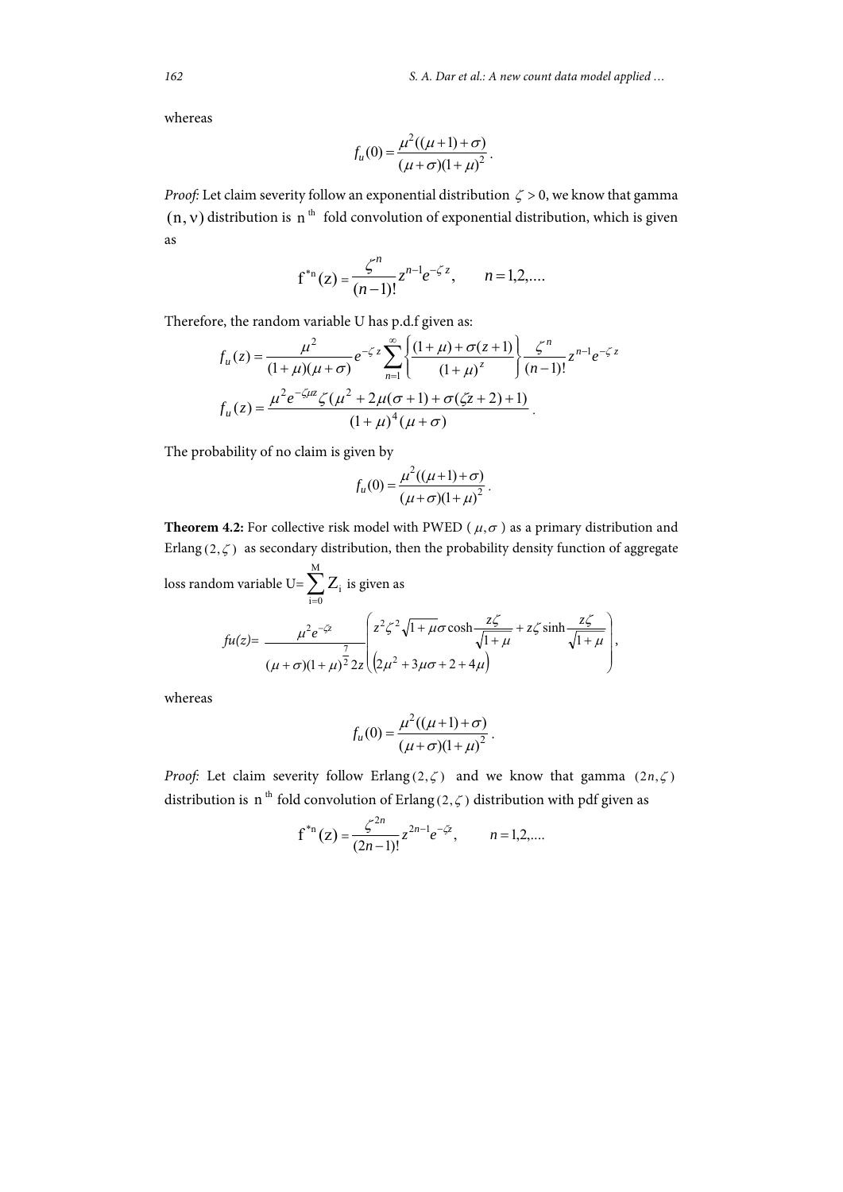whereas

$$f_u(0) = \frac{\mu^2((\mu+1)+\sigma)}{(\mu+\sigma)(1+\mu)^2}.$$

*Proof:* Let claim severity follow an exponential distribution $\zeta > 0$, we know that gamma $(n, \nu)$ distribution is $n^{\text{th}}$ fold convolution of exponential distribution, which is given as

$$f^{*n}(z) = \frac{\zeta^n}{(n-1)!} z^{n-1} e^{-\zeta z}, \qquad n = 1,2,....$$

Therefore, the random variable U has p.d.f given as:

$$f_u(z) = \frac{\mu^2}{(1+\mu)(\mu+\sigma)} e^{-\zeta z} \sum_{n=1}^{\infty} \left\{ \frac{(1+\mu)+\sigma(z+1)}{(1+\mu)^z} \right\} \frac{\zeta^n}{(n-1)!} z^{n-1} e^{-\zeta z}$$

$$f_u(z) = \frac{\mu^2 e^{-\zeta\mu z} \zeta(\mu^2 + 2\mu(\sigma+1) + \sigma(\zeta z + 2) + 1)}{(1+\mu)^4 (\mu+\sigma)}.$$

The probability of no claim is given by

$$f_u(0) = \frac{\mu^2((\mu+1)+\sigma)}{(\mu+\sigma)(1+\mu)^2}.$$

**Theorem 4.2:** For collective risk model with PWED ( $\mu, \sigma$ ) as a primary distribution and Erlang $(2, \zeta)$ as secondary distribution, then the probability density function of aggregate loss random variable $U = \sum_{i=0}^{M} Z_i$ is given as

$$fu(z) = \frac{\mu^2 e^{-\zeta z}}{(\mu+\sigma)(1+\mu)^{\frac{7}{2}} 2z} \left( \begin{matrix} z^2\zeta^2\sqrt{1+\mu}\sigma\cosh\frac{z\zeta}{\sqrt{1+\mu}} + z\zeta\sinh\frac{z\zeta}{\sqrt{1+\mu}} \\ \left(2\mu^2 + 3\mu\sigma + 2 + 4\mu\right) \end{matrix} \right),$$

whereas

$$f_u(0) = \frac{\mu^2((\mu+1)+\sigma)}{(\mu+\sigma)(1+\mu)^2}.$$

*Proof:* Let claim severity follow Erlang $(2, \zeta)$ and we know that gamma $(2n, \zeta)$ distribution is $n^{\text{th}}$ fold convolution of Erlang $(2, \zeta)$ distribution with pdf given as

$$f^{*n}(z) = \frac{\zeta^{2n}}{(2n-1)!} z^{2n-1} e^{-\zeta z}, \qquad n = 1,2,....$$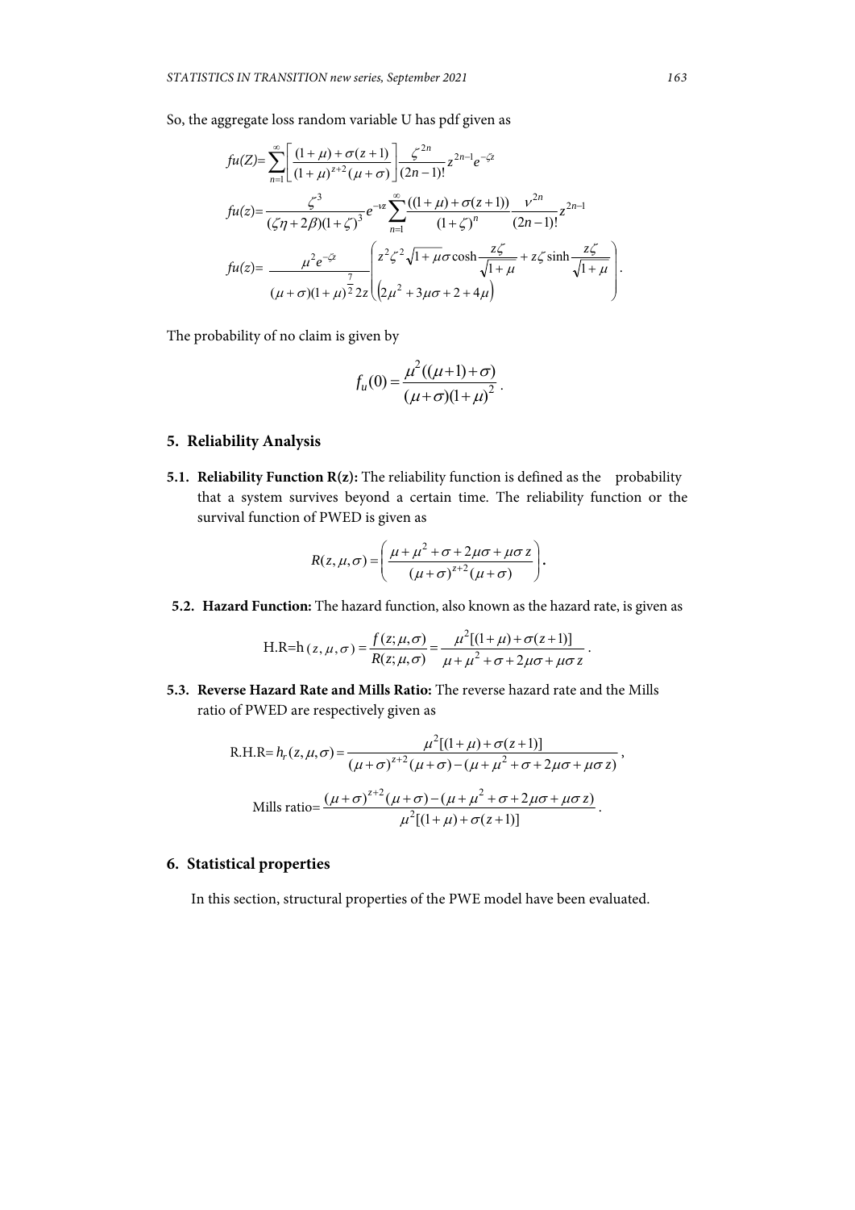So, the aggregate loss random variable U has pdf given as

$$fu(Z)=\sum_{n=1}^{\infty}\left[\frac{(1+\mu)+\sigma(z+1)}{(1+\mu)^{z+2}(\mu+\sigma)}\right]\frac{\zeta^{2n}}{(2n-1)!}z^{2n-1}e^{-\zeta z}$$

$$fu(z)=\frac{\zeta^3}{(\zeta\eta+2\beta)(1+\zeta)^3}e^{-\nu z}\sum_{n=1}^{\infty}\frac{((1+\mu)+\sigma(z+1))}{(1+\zeta)^n}\frac{\nu^{2n}}{(2n-1)!}z^{2n-1}$$

$$fu(z)=\frac{\mu^2 e^{-\zeta z}}{(\mu+\sigma)(1+\mu)^{\frac{7}{2}}2z\left(2\mu^2+3\mu\sigma+2+4\mu\right)}\left(z^2\zeta^2\sqrt{1+\mu\sigma}\cosh\frac{z\zeta}{\sqrt{1+\mu}}+z\zeta\sinh\frac{z\zeta}{\sqrt{1+\mu}}\right).$$

The probability of no claim is given by

$$f_u(0)=\frac{\mu^2((\mu+1)+\sigma)}{(\mu+\sigma)(1+\mu)^2}.$$

## 5. Reliability Analysis

**5.1. Reliability Function R(z):** The reliability function is defined as the probability that a system survives beyond a certain time. The reliability function or the survival function of PWED is given as

$$R(z,\mu,\sigma)=\left(\frac{\mu+\mu^2+\sigma+2\mu\sigma+\mu\sigma z}{(\mu+\sigma)^{z+2}(\mu+\sigma)}\right).$$

**5.2. Hazard Function:** The hazard function, also known as the hazard rate, is given as

$$\text{H.R}=\text{h}(z,\mu,\sigma)=\frac{f(z;\mu,\sigma)}{R(z;\mu,\sigma)}=\frac{\mu^2[(1+\mu)+\sigma(z+1)]}{\mu+\mu^2+\sigma+2\mu\sigma+\mu\sigma z}.$$

**5.3. Reverse Hazard Rate and Mills Ratio:** The reverse hazard rate and the Mills ratio of PWED are respectively given as

$$\text{R.H.R}=h_r(z,\mu,\sigma)=\frac{\mu^2[(1+\mu)+\sigma(z+1)]}{(\mu+\sigma)^{z+2}(\mu+\sigma)-(\mu+\mu^2+\sigma+2\mu\sigma+\mu\sigma z)},$$

$$\text{Mills ratio}=\frac{(\mu+\sigma)^{z+2}(\mu+\sigma)-(\mu+\mu^2+\sigma+2\mu\sigma+\mu\sigma z)}{\mu^2[(1+\mu)+\sigma(z+1)]}.$$

## 6. Statistical properties

In this section, structural properties of the PWE model have been evaluated.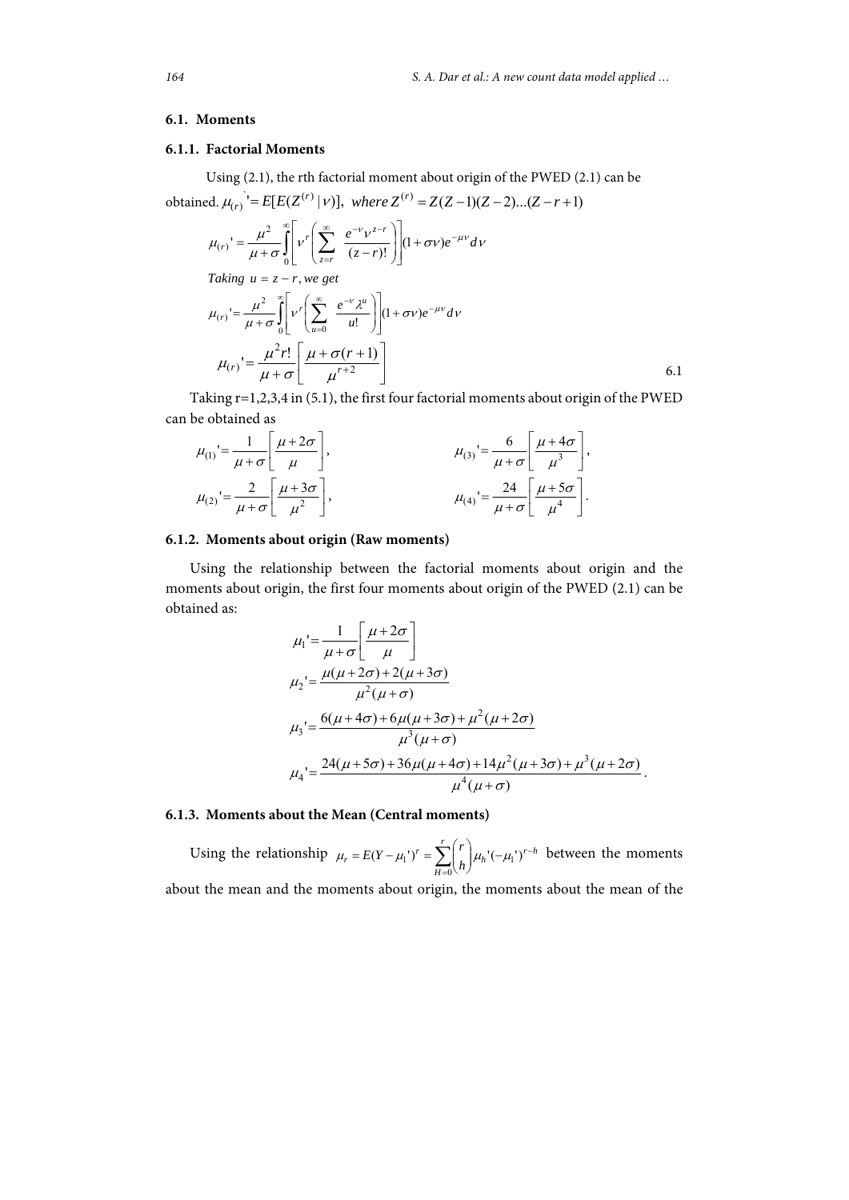### 6.1. Moments

#### 6.1.1. Factorial Moments

Using (2.1), the rth factorial moment about origin of the PWED (2.1) can be obtained. $\mu_{(r)}' = E[E(Z^{(r)} \mid \nu)], \ where \ Z^{(r)} = Z(Z-1)(Z-2)...(Z-r+1)$

$$\mu_{(r)}' = \frac{\mu^2}{\mu+\sigma}\int_0^\infty \left[ \nu^r \left( \sum_{z=r}^{\infty} \frac{e^{-\nu}\nu^{z-r}}{(z-r)!} \right) \right] (1+\sigma\nu)e^{-\mu\nu} d\nu$$

*Taking* $u = z - r$, *we get*

$$\mu_{(r)}' = \frac{\mu^2}{\mu+\sigma}\int_0^\infty \left[ \nu^r \left( \sum_{u=0}^{\infty} \frac{e^{-\nu}\lambda^{u}}{u!} \right) \right] (1+\sigma\nu)e^{-\mu\nu} d\nu$$

$$\mu_{(r)}' = \frac{\mu^2 r!}{\mu+\sigma}\left[ \frac{\mu+\sigma(r+1)}{\mu^{r+2}} \right] \qquad 6.1$$

Taking r=1,2,3,4 in (5.1), the first four factorial moments about origin of the PWED can be obtained as

$$\mu_{(1)}' = \frac{1}{\mu+\sigma}\left[\frac{\mu+2\sigma}{\mu}\right], \qquad \mu_{(3)}' = \frac{6}{\mu+\sigma}\left[\frac{\mu+4\sigma}{\mu^3}\right],$$

$$\mu_{(2)}' = \frac{2}{\mu+\sigma}\left[\frac{\mu+3\sigma}{\mu^2}\right], \qquad \mu_{(4)}' = \frac{24}{\mu+\sigma}\left[\frac{\mu+5\sigma}{\mu^4}\right].$$

#### 6.1.2. Moments about origin (Raw moments)

Using the relationship between the factorial moments about origin and the moments about origin, the first four moments about origin of the PWED (2.1) can be obtained as:

$$\mu_1' = \frac{1}{\mu+\sigma}\left[\frac{\mu+2\sigma}{\mu}\right]$$

$$\mu_2' = \frac{\mu(\mu+2\sigma)+2(\mu+3\sigma)}{\mu^2(\mu+\sigma)}$$

$$\mu_3' = \frac{6(\mu+4\sigma)+6\mu(\mu+3\sigma)+\mu^2(\mu+2\sigma)}{\mu^3(\mu+\sigma)}$$

$$\mu_4' = \frac{24(\mu+5\sigma)+36\mu(\mu+4\sigma)+14\mu^2(\mu+3\sigma)+\mu^3(\mu+2\sigma)}{\mu^4(\mu+\sigma)}.$$

#### 6.1.3. Moments about the Mean (Central moments)

Using the relationship $\mu_r = E(Y-\mu_1')^r = \sum_{H=0}^{r}\binom{r}{h}\mu_h'(-\mu_1')^{r-h}$ between the moments about the mean and the moments about origin, the moments about the mean of the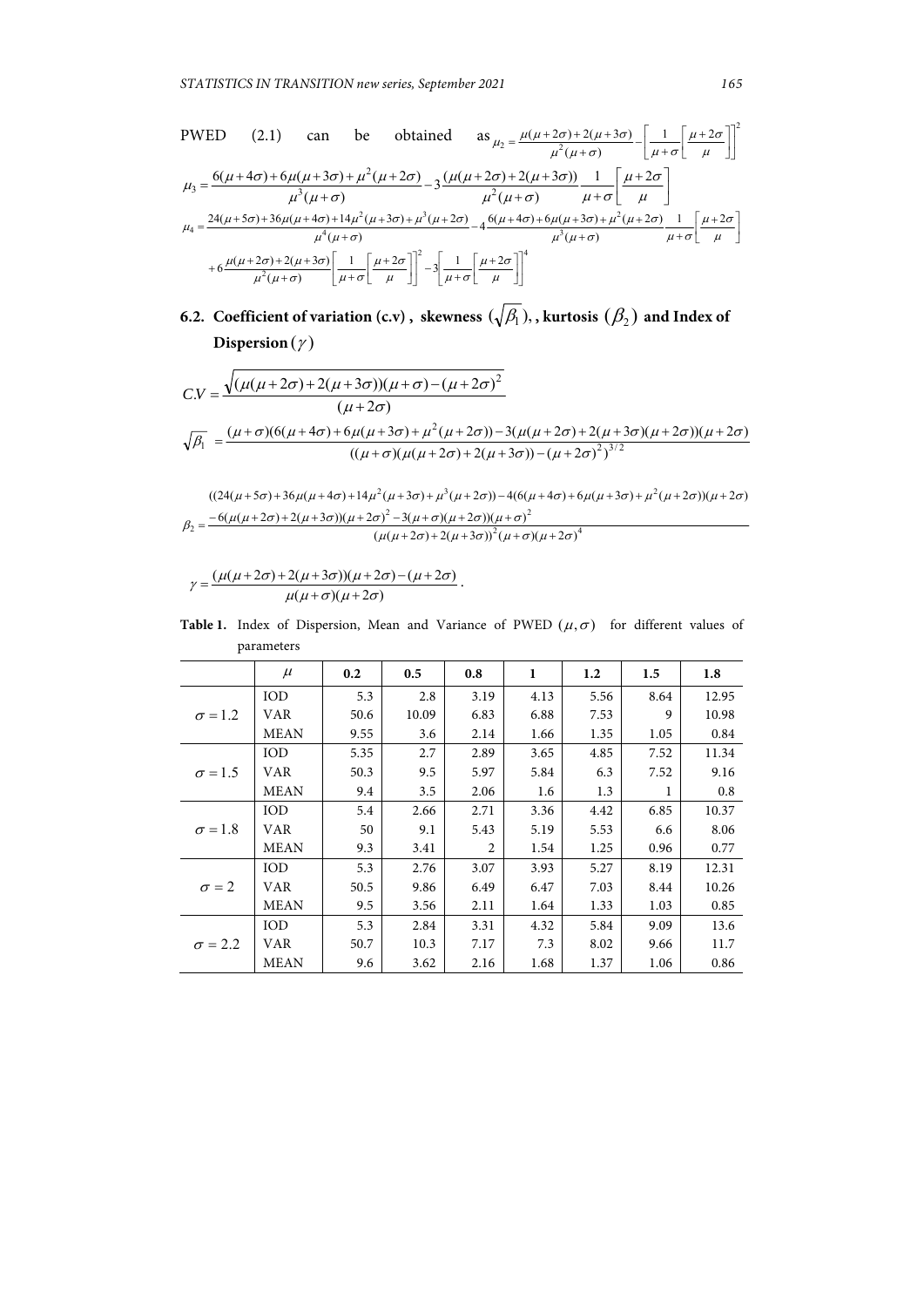PWED (2.1) can be obtained as $\mu_2 = \frac{\mu(\mu+2\sigma)+2(\mu+3\sigma)}{\mu^2(\mu+\sigma)} - \left[\frac{1}{\mu+\sigma}\left[\frac{\mu+2\sigma}{\mu}\right]\right]^2$

$$\mu_3 = \frac{6(\mu+4\sigma)+6\mu(\mu+3\sigma)+\mu^2(\mu+2\sigma)}{\mu^3(\mu+\sigma)} - 3\frac{(\mu(\mu+2\sigma)+2(\mu+3\sigma))}{\mu^2(\mu+\sigma)}\frac{1}{\mu+\sigma}\left[\frac{\mu+2\sigma}{\mu}\right]$$

$$\mu_4 = \frac{24(\mu+5\sigma)+36\mu(\mu+4\sigma)+14\mu^2(\mu+3\sigma)+\mu^3(\mu+2\sigma)}{\mu^4(\mu+\sigma)} - 4\frac{6(\mu+4\sigma)+6\mu(\mu+3\sigma)+\mu^2(\mu+2\sigma)}{\mu^3(\mu+\sigma)}\frac{1}{\mu+\sigma}\left[\frac{\mu+2\sigma}{\mu}\right]$$
$$+6\frac{\mu(\mu+2\sigma)+2(\mu+3\sigma)}{\mu^2(\mu+\sigma)}\left[\frac{1}{\mu+\sigma}\left[\frac{\mu+2\sigma}{\mu}\right]\right]^2 - 3\left[\frac{1}{\mu+\sigma}\left[\frac{\mu+2\sigma}{\mu}\right]\right]^4$$

## 6.2. Coefficient of variation (c.v), skewness $(\sqrt{\beta_1})$, kurtosis $(\beta_2)$ and Index of Dispersion $(\gamma)$

$$C.V = \frac{\sqrt{(\mu(\mu+2\sigma)+2(\mu+3\sigma))(\mu+\sigma)-(\mu+2\sigma)^2}}{(\mu+2\sigma)}$$

$$\sqrt{\beta_1} = \frac{(\mu+\sigma)(6(\mu+4\sigma)+6\mu(\mu+3\sigma)+\mu^2(\mu+2\sigma)) - 3(\mu(\mu+2\sigma)+2(\mu+3\sigma)(\mu+2\sigma))(\mu+2\sigma)}{((\mu+\sigma)(\mu(\mu+2\sigma)+2(\mu+3\sigma))-(\mu+2\sigma)^2)^{3/2}}$$

$$\beta_2 = \frac{((24(\mu+5\sigma)+36\mu(\mu+4\sigma)+14\mu^2(\mu+3\sigma)+\mu^3(\mu+2\sigma)) - 4(6(\mu+4\sigma)+6\mu(\mu+3\sigma)+\mu^2(\mu+2\sigma))(\mu+2\sigma) - 6(\mu(\mu+2\sigma)+2(\mu+3\sigma))(\mu+2\sigma)^2 - 3(\mu+\sigma)(\mu+2\sigma))(\mu+\sigma)^2}{(\mu(\mu+2\sigma)+2(\mu+3\sigma))^2(\mu+\sigma)(\mu+2\sigma)^4}$$

$$\gamma = \frac{(\mu(\mu+2\sigma)+2(\mu+3\sigma))(\mu+2\sigma)-(\mu+2\sigma)}{\mu(\mu+\sigma)(\mu+2\sigma)}.$$

**Table 1.** Index of Dispersion, Mean and Variance of PWED $(\mu, \sigma)$ for different values of parameters

| | $\mu$ | 0.2 | 0.5 | 0.8 | 1 | 1.2 | 1.5 | 1.8 |
|---|---|---|---|---|---|---|---|---|
| $\sigma = 1.2$ | IOD | 5.3 | 2.8 | 3.19 | 4.13 | 5.56 | 8.64 | 12.95 |
| | VAR | 50.6 | 10.09 | 6.83 | 6.88 | 7.53 | 9 | 10.98 |
| | MEAN | 9.55 | 3.6 | 2.14 | 1.66 | 1.35 | 1.05 | 0.84 |
| $\sigma = 1.5$ | IOD | 5.35 | 2.7 | 2.89 | 3.65 | 4.85 | 7.52 | 11.34 |
| | VAR | 50.3 | 9.5 | 5.97 | 5.84 | 6.3 | 7.52 | 9.16 |
| | MEAN | 9.4 | 3.5 | 2.06 | 1.6 | 1.3 | 1 | 0.8 |
| $\sigma = 1.8$ | IOD | 5.4 | 2.66 | 2.71 | 3.36 | 4.42 | 6.85 | 10.37 |
| | VAR | 50 | 9.1 | 5.43 | 5.19 | 5.53 | 6.6 | 8.06 |
| | MEAN | 9.3 | 3.41 | 2 | 1.54 | 1.25 | 0.96 | 0.77 |
| $\sigma = 2$ | IOD | 5.3 | 2.76 | 3.07 | 3.93 | 5.27 | 8.19 | 12.31 |
| | VAR | 50.5 | 9.86 | 6.49 | 6.47 | 7.03 | 8.44 | 10.26 |
| | MEAN | 9.5 | 3.56 | 2.11 | 1.64 | 1.33 | 1.03 | 0.85 |
| $\sigma = 2.2$ | IOD | 5.3 | 2.84 | 3.31 | 4.32 | 5.84 | 9.09 | 13.6 |
| | VAR | 50.7 | 10.3 | 7.17 | 7.3 | 8.02 | 9.66 | 11.7 |
| | MEAN | 9.6 | 3.62 | 2.16 | 1.68 | 1.37 | 1.06 | 0.86 |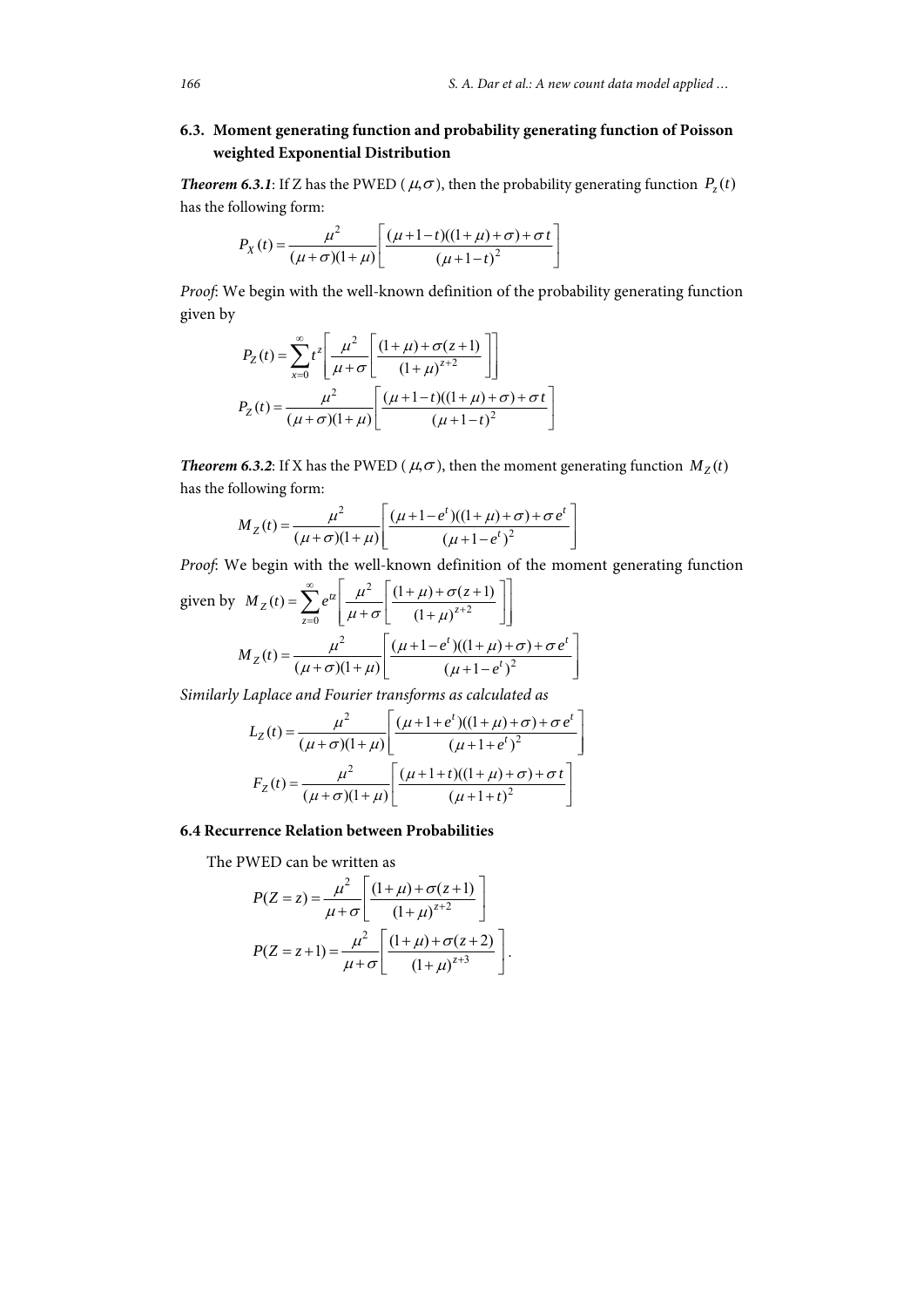### 6.3. Moment generating function and probability generating function of Poisson weighted Exponential Distribution

***Theorem 6.3.1***: If Z has the PWED ( $\mu,\sigma$ ), then the probability generating function $P_z(t)$ has the following form:

$$P_X(t) = \frac{\mu^2}{(\mu+\sigma)(1+\mu)}\left[\frac{(\mu+1-t)((1+\mu)+\sigma)+\sigma t}{(\mu+1-t)^2}\right]$$

*Proof*: We begin with the well-known definition of the probability generating function given by

$$P_Z(t) = \sum_{x=0}^{\infty} t^z \left[\frac{\mu^2}{\mu+\sigma}\left[\frac{(1+\mu)+\sigma(z+1)}{(1+\mu)^{z+2}}\right]\right]$$

$$P_Z(t) = \frac{\mu^2}{(\mu+\sigma)(1+\mu)}\left[\frac{(\mu+1-t)((1+\mu)+\sigma)+\sigma t}{(\mu+1-t)^2}\right]$$

***Theorem 6.3.2***: If X has the PWED ( $\mu,\sigma$ ), then the moment generating function $M_Z(t)$ has the following form:

$$M_Z(t) = \frac{\mu^2}{(\mu+\sigma)(1+\mu)}\left[\frac{(\mu+1-e^t)((1+\mu)+\sigma)+\sigma e^t}{(\mu+1-e^t)^2}\right]$$

*Proof*: We begin with the well-known definition of the moment generating function given by $M_Z(t) = \sum_{z=0}^{\infty} e^{tz}\left[\frac{\mu^2}{\mu+\sigma}\left[\frac{(1+\mu)+\sigma(z+1)}{(1+\mu)^{z+2}}\right]\right]$

$$M_Z(t) = \frac{\mu^2}{(\mu+\sigma)(1+\mu)}\left[\frac{(\mu+1-e^t)((1+\mu)+\sigma)+\sigma e^t}{(\mu+1-e^t)^2}\right]$$

*Similarly Laplace and Fourier transforms as calculated as*

$$L_Z(t) = \frac{\mu^2}{(\mu+\sigma)(1+\mu)}\left[\frac{(\mu+1+e^t)((1+\mu)+\sigma)+\sigma e^t}{(\mu+1+e^t)^2}\right]$$

$$F_Z(t) = \frac{\mu^2}{(\mu+\sigma)(1+\mu)}\left[\frac{(\mu+1+t)((1+\mu)+\sigma)+\sigma t}{(\mu+1+t)^2}\right]$$

### 6.4 Recurrence Relation between Probabilities

The PWED can be written as

$$P(Z=z) = \frac{\mu^2}{\mu+\sigma}\left[\frac{(1+\mu)+\sigma(z+1)}{(1+\mu)^{z+2}}\right]$$

$$P(Z=z+1) = \frac{\mu^2}{\mu+\sigma}\left[\frac{(1+\mu)+\sigma(z+2)}{(1+\mu)^{z+3}}\right].$$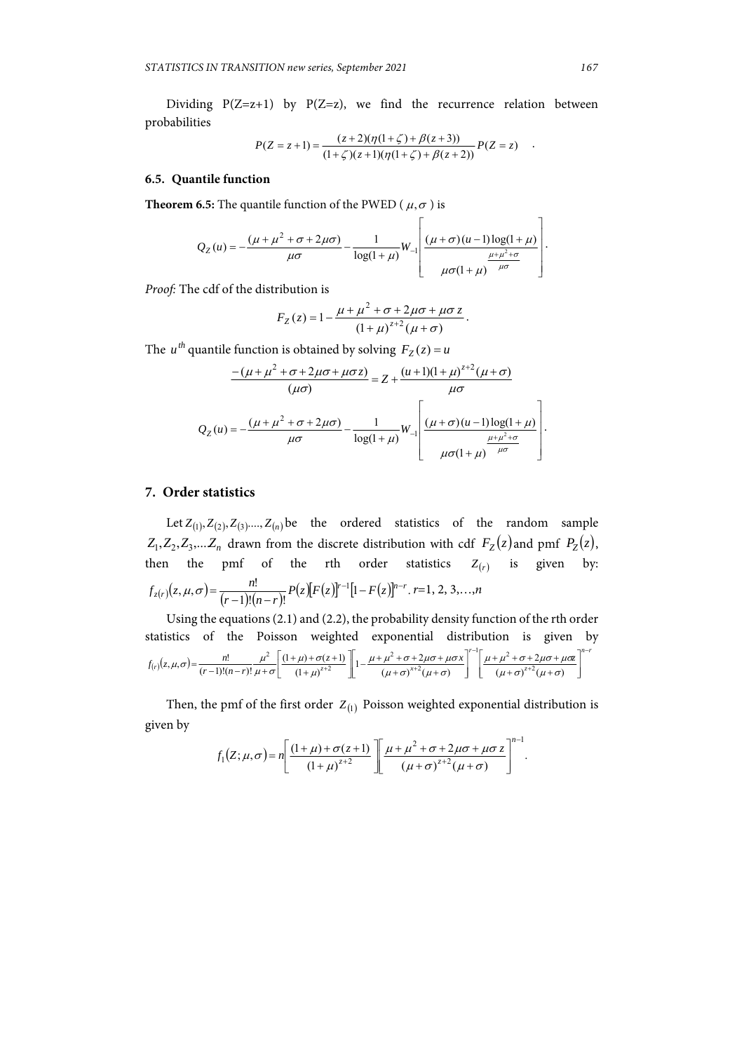Dividing P(Z=z+1) by P(Z=z), we find the recurrence relation between probabilities

$$P(Z=z+1)=\frac{(z+2)(\eta(1+\zeta)+\beta(z+3))}{(1+\zeta)(z+1)(\eta(1+\zeta)+\beta(z+2))}P(Z=z) \quad .$$

### 6.5. Quantile function

**Theorem 6.5:** The quantile function of the PWED ( $\mu,\sigma$ ) is

$$Q_Z(u)=-\frac{(\mu+\mu^2+\sigma+2\mu\sigma)}{\mu\sigma}-\frac{1}{\log(1+\mu)}W_{-1}\left[\frac{(\mu+\sigma)(u-1)\log(1+\mu)}{\mu\sigma(1+\mu)^{\frac{\mu+\mu^2+\sigma}{\mu\sigma}}}\right].$$

*Proof*: The cdf of the distribution is

$$F_Z(z)=1-\frac{\mu+\mu^2+\sigma+2\mu\sigma+\mu\sigma\, z}{(1+\mu)^{z+2}(\mu+\sigma)}.$$

The $u^{th}$ quantile function is obtained by solving $F_Z(z)=u$

$$\frac{-(\mu+\mu^2+\sigma+2\mu\sigma+\mu\sigma z)}{(\mu\sigma)}=Z+\frac{(u+1)(1+\mu)^{z+2}(\mu+\sigma)}{\mu\sigma}$$

$$Q_Z(u)=-\frac{(\mu+\mu^2+\sigma+2\mu\sigma)}{\mu\sigma}-\frac{1}{\log(1+\mu)}W_{-1}\left[\frac{(\mu+\sigma)(u-1)\log(1+\mu)}{\mu\sigma(1+\mu)^{\frac{\mu+\mu^2+\sigma}{\mu\sigma}}}\right].$$

## 7. Order statistics

Let $Z_{(1)},Z_{(2)},Z_{(3)},\ldots,Z_{(n)}$ be the ordered statistics of the random sample $Z_1,Z_2,Z_3,\ldots Z_n$ drawn from the discrete distribution with cdf $F_Z(z)$ and pmf $P_Z(z)$, then the pmf of the rth order statistics $Z_{(r)}$ is given by: $f_{z(r)}(z,\mu,\sigma)=\frac{n!}{(r-1)!(n-r)!}P(z)[F(z)]^{r-1}[1-F(z)]^{n-r}$. $r$=1, 2, 3,…,$n$

Using the equations (2.1) and (2.2), the probability density function of the rth order statistics of the Poisson weighted exponential distribution is given by $f_{(r)}(z,\mu,\sigma)=\frac{n!}{(r-1)!(n-r)!}\frac{\mu^2}{\mu+\sigma}\left[\frac{(1+\mu)+\sigma(z+1)}{(1+\mu)^{z+2}}\right]\left[1-\frac{\mu+\mu^2+\sigma+2\mu\sigma+\mu\sigma x}{(\mu+\sigma)^{x+2}(\mu+\sigma)}\right]^{r-1}\left[\frac{\mu+\mu^2+\sigma+2\mu\sigma+\mu\sigma z}{(\mu+\sigma)^{z+2}(\mu+\sigma)}\right]^{n-r}$

Then, the pmf of the first order $Z_{(1)}$ Poisson weighted exponential distribution is given by

$$f_1(Z;\mu,\sigma)=n\left[\frac{(1+\mu)+\sigma(z+1)}{(1+\mu)^{z+2}}\right]\left[\frac{\mu+\mu^2+\sigma+2\mu\sigma+\mu\sigma\, z}{(\mu+\sigma)^{z+2}(\mu+\sigma)}\right]^{n-1}.$$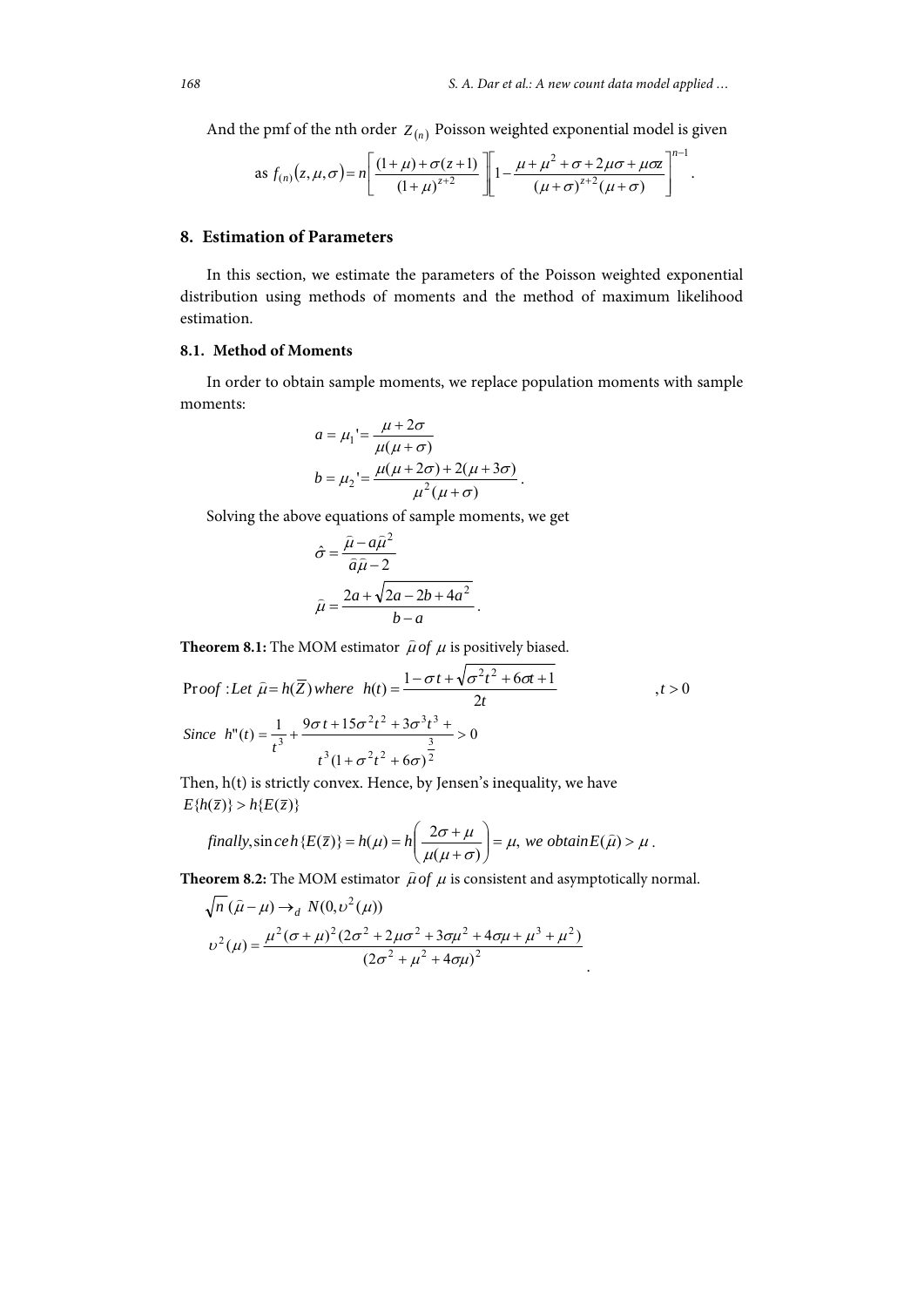And the pmf of the nth order $Z_{(n)}$ Poisson weighted exponential model is given

as $f_{(n)}(z,\mu,\sigma)=n\left[\frac{(1+\mu)+\sigma(z+1)}{(1+\mu)^{z+2}}\right]\left[1-\frac{\mu+\mu^2+\sigma+2\mu\sigma+\mu\sigma z}{(\mu+\sigma)^{z+2}(\mu+\sigma)}\right]^{n-1}$.

## 8. Estimation of Parameters

In this section, we estimate the parameters of the Poisson weighted exponential distribution using methods of moments and the method of maximum likelihood estimation.

### 8.1. Method of Moments

In order to obtain sample moments, we replace population moments with sample moments:

$$a=\mu_1{}'=\frac{\mu+2\sigma}{\mu(\mu+\sigma)}$$

$$b=\mu_2{}'=\frac{\mu(\mu+2\sigma)+2(\mu+3\sigma)}{\mu^2(\mu+\sigma)}.$$

Solving the above equations of sample moments, we get

$$\hat{\sigma}=\frac{\bar{\mu}-a\bar{\mu}^2}{\bar{a}\bar{\mu}-2}$$

$$\bar{\mu}=\frac{2a+\sqrt{2a-2b+4a^2}}{b-a}.$$

**Theorem 8.1:** The MOM estimator $\bar{\mu}$ *of* $\mu$ is positively biased.

*Proof* : *Let* $\bar{\mu}=h(\bar{Z})$ *where* $h(t)=\frac{1-\sigma t+\sqrt{\sigma^2t^2+6\sigma t+1}}{2t}$ $\quad ,t>0$

*Since* $h''(t)=\frac{1}{t^3}+\frac{9\sigma t+15\sigma^2t^2+3\sigma^3t^3+}{t^3(1+\sigma^2t^2+6\sigma)^{\frac{3}{2}}}>0$

Then, h(t) is strictly convex. Hence, by Jensen's inequality, we have
$E\{h(\bar{z})\}>h\{E(\bar{z})\}$

*finally*, $\text{since}\, h\{E(\bar{z})\}=h(\mu)=h\left(\frac{2\sigma+\mu}{\mu(\mu+\sigma)}\right)=\mu$, *we obtain* $E(\bar{\mu})>\mu$.

**Theorem 8.2:** The MOM estimator $\bar{\mu}$ *of* $\mu$ is consistent and asymptotically normal.

$$\sqrt{n}\,(\bar{\mu}-\mu)\rightarrow_d N(0,\upsilon^2(\mu))$$

$$\upsilon^2(\mu)=\frac{\mu^2(\sigma+\mu)^2(2\sigma^2+2\mu\sigma^2+3\sigma\mu^2+4\sigma\mu+\mu^3+\mu^2)}{(2\sigma^2+\mu^2+4\sigma\mu)^2}.$$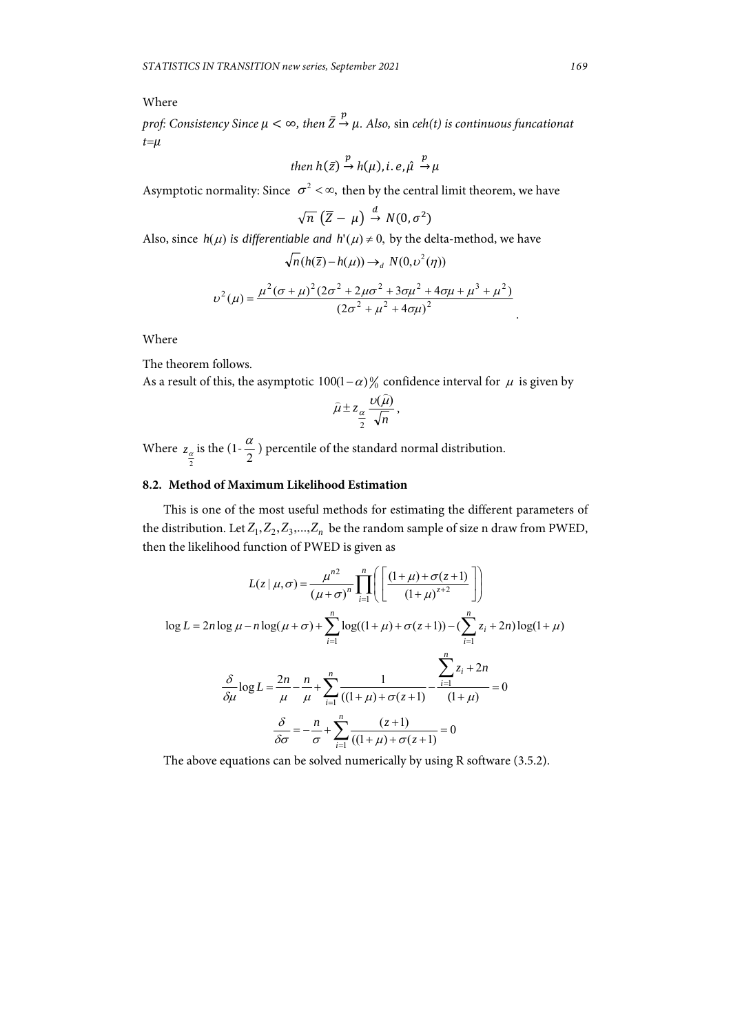Where

*prof: Consistency Since $\mu < \infty$, then $\bar{Z} \overset{p}{\rightarrow} \mu$. Also,* sin *ceh(t) is continuous funcationat t=$\mu$*

$$then\ h(\bar{z}) \overset{p}{\rightarrow} h(\mu), i.e, \hat{\mu} \overset{p}{\rightarrow} \mu$$

Asymptotic normality: Since $\sigma^2 < \infty$, then by the central limit theorem, we have

$$\sqrt{n}\ (\bar{Z} - \mu) \overset{d}{\rightarrow} N(0, \sigma^2)$$

Also, since $h(\mu)$ *is differentiable and* $h'(\mu) \neq 0$, by the delta-method, we have

$$\sqrt{n}(h(\bar{z}) - h(\mu)) \rightarrow_d N(0, \upsilon^2(\eta))$$

$$\upsilon^2(\mu) = \frac{\mu^2(\sigma+\mu)^2(2\sigma^2 + 2\mu\sigma^2 + 3\sigma\mu^2 + 4\sigma\mu + \mu^3 + \mu^2)}{(2\sigma^2 + \mu^2 + 4\sigma\mu)^2}$$

Where

The theorem follows.

As a result of this, the asymptotic $100(1-\alpha)\%$ confidence interval for $\mu$ is given by

$$\hat{\mu} \pm z_{\frac{\alpha}{2}} \frac{\upsilon(\hat{\mu})}{\sqrt{n}},$$

Where $z_{\frac{\alpha}{2}}$ is the $(1-\frac{\alpha}{2})$ percentile of the standard normal distribution.

### 8.2. Method of Maximum Likelihood Estimation

This is one of the most useful methods for estimating the different parameters of the distribution. Let $Z_1, Z_2, Z_3, ..., Z_n$ be the random sample of size n draw from PWED, then the likelihood function of PWED is given as

$$L(z \mid \mu, \sigma) = \frac{\mu^{n2}}{(\mu+\sigma)^n} \prod_{i=1}^{n} \left( \left[ \frac{(1+\mu) + \sigma(z+1)}{(1+\mu)^{z+2}} \right] \right)$$

$$\log L = 2n \log \mu - n \log(\mu + \sigma) + \sum_{i=1}^{n} \log((1+\mu) + \sigma(z+1)) - (\sum_{i=1}^{n} z_i + 2n) \log(1+\mu)$$

$$\frac{\delta}{\delta\mu} \log L = \frac{2n}{\mu} - \frac{n}{\mu} + \sum_{i=1}^{n} \frac{1}{((1+\mu) + \sigma(z+1))} - \frac{\sum_{i=1}^{n} z_i + 2n}{(1+\mu)} = 0$$

$$\frac{\delta}{\delta\sigma} = -\frac{n}{\sigma} + \sum_{i=1}^{n} \frac{(z+1)}{((1+\mu) + \sigma(z+1))} = 0$$

The above equations can be solved numerically by using R software (3.5.2).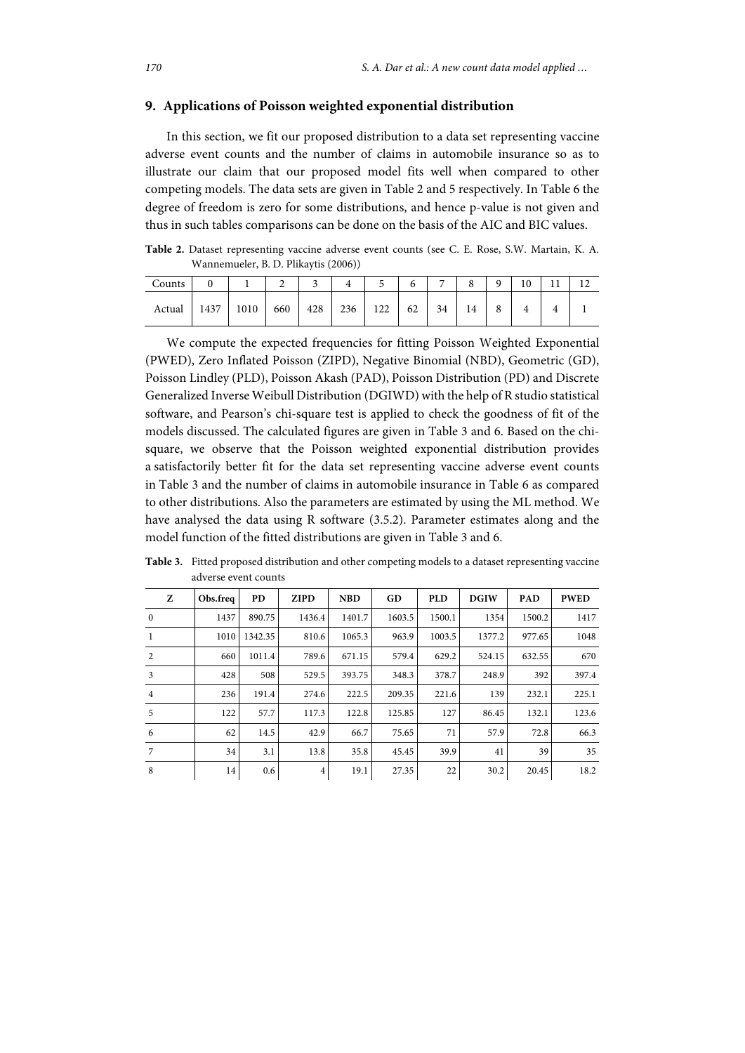## 9. Applications of Poisson weighted exponential distribution

In this section, we fit our proposed distribution to a data set representing vaccine adverse event counts and the number of claims in automobile insurance so as to illustrate our claim that our proposed model fits well when compared to other competing models. The data sets are given in Table 2 and 5 respectively. In Table 6 the degree of freedom is zero for some distributions, and hence p-value is not given and thus in such tables comparisons can be done on the basis of the AIC and BIC values.

**Table 2.** Dataset representing vaccine adverse event counts (see C. E. Rose, S.W. Martain, K. A. Wannemueler, B. D. Plikaytis (2006))

| Counts | 0 | 1 | 2 | 3 | 4 | 5 | 6 | 7 | 8 | 9 | 10 | 11 | 12 |
|---|---|---|---|---|---|---|---|---|---|---|---|---|---|
| Actual | 1437 | 1010 | 660 | 428 | 236 | 122 | 62 | 34 | 14 | 8 | 4 | 4 | 1 |

We compute the expected frequencies for fitting Poisson Weighted Exponential (PWED), Zero Inflated Poisson (ZIPD), Negative Binomial (NBD), Geometric (GD), Poisson Lindley (PLD), Poisson Akash (PAD), Poisson Distribution (PD) and Discrete Generalized Inverse Weibull Distribution (DGIWD) with the help of R studio statistical software, and Pearson's chi-square test is applied to check the goodness of fit of the models discussed. The calculated figures are given in Table 3 and 6. Based on the chi-square, we observe that the Poisson weighted exponential distribution provides a satisfactorily better fit for the data set representing vaccine adverse event counts in Table 3 and the number of claims in automobile insurance in Table 6 as compared to other distributions. Also the parameters are estimated by using the ML method. We have analysed the data using R software (3.5.2). Parameter estimates along and the model function of the fitted distributions are given in Table 3 and 6.

**Table 3.** Fitted proposed distribution and other competing models to a dataset representing vaccine adverse event counts

| Z | Obs.freq | PD | ZIPD | NBD | GD | PLD | DGIW | PAD | PWED |
|---|---|---|---|---|---|---|---|---|---|
| 0 | 1437 | 890.75 | 1436.4 | 1401.7 | 1603.5 | 1500.1 | 1354 | 1500.2 | 1417 |
| 1 | 1010 | 1342.35 | 810.6 | 1065.3 | 963.9 | 1003.5 | 1377.2 | 977.65 | 1048 |
| 2 | 660 | 1011.4 | 789.6 | 671.15 | 579.4 | 629.2 | 524.15 | 632.55 | 670 |
| 3 | 428 | 508 | 529.5 | 393.75 | 348.3 | 378.7 | 248.9 | 392 | 397.4 |
| 4 | 236 | 191.4 | 274.6 | 222.5 | 209.35 | 221.6 | 139 | 232.1 | 225.1 |
| 5 | 122 | 57.7 | 117.3 | 122.8 | 125.85 | 127 | 86.45 | 132.1 | 123.6 |
| 6 | 62 | 14.5 | 42.9 | 66.7 | 75.65 | 71 | 57.9 | 72.8 | 66.3 |
| 7 | 34 | 3.1 | 13.8 | 35.8 | 45.45 | 39.9 | 41 | 39 | 35 |
| 8 | 14 | 0.6 | 4 | 19.1 | 27.35 | 22 | 30.2 | 20.45 | 18.2 |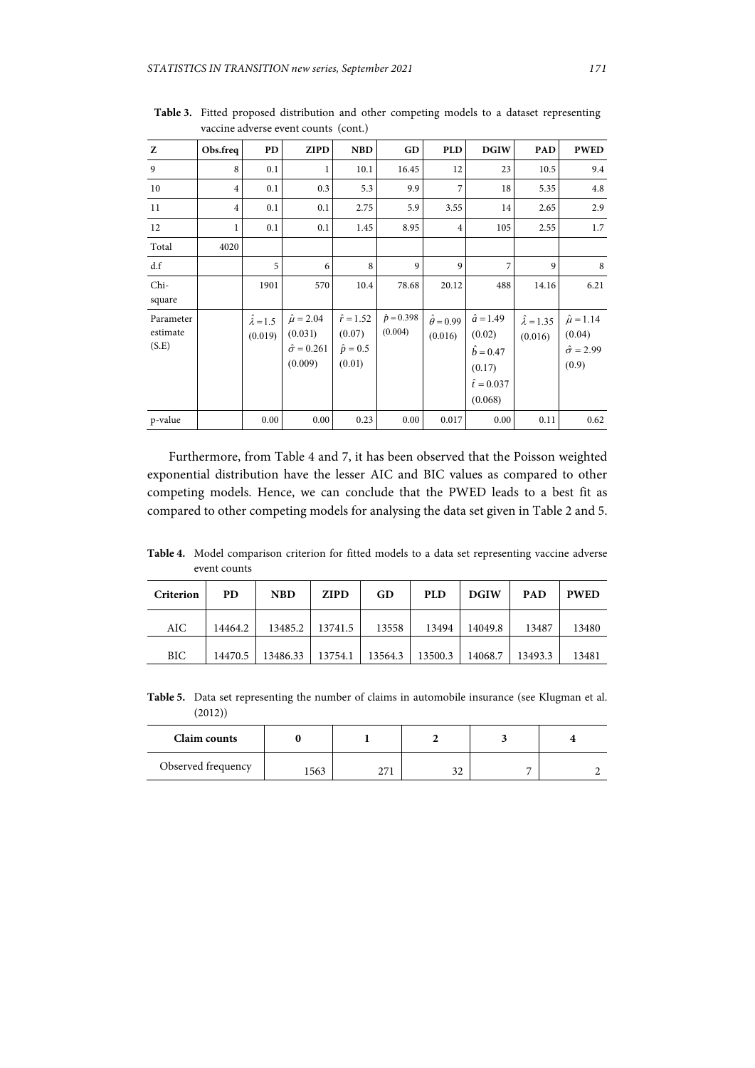**Table 3.** Fitted proposed distribution and other competing models to a dataset representing vaccine adverse event counts (cont.)

| Z | Obs.freq | PD | ZIPD | NBD | GD | PLD | DGIW | PAD | PWED |
|---|---|---|---|---|---|---|---|---|---|
| 9 | 8 | 0.1 | 1 | 10.1 | 16.45 | 12 | 23 | 10.5 | 9.4 |
| 10 | 4 | 0.1 | 0.3 | 5.3 | 9.9 | 7 | 18 | 5.35 | 4.8 |
| 11 | 4 | 0.1 | 0.1 | 2.75 | 5.9 | 3.55 | 14 | 2.65 | 2.9 |
| 12 | 1 | 0.1 | 0.1 | 1.45 | 8.95 | 4 | 105 | 2.55 | 1.7 |
| Total | 4020 | | | | | | | | |
| d.f | | 5 | 6 | 8 | 9 | 9 | 7 | 9 | 8 |
| Chi-square | | 1901 | 570 | 10.4 | 78.68 | 20.12 | 488 | 14.16 | 6.21 |
| Parameter estimate (S.E) | | $\hat{\lambda}=1.5$ (0.019) | $\hat{\mu}=2.04$ (0.031) $\hat{\sigma}=0.261$ (0.009) | $\hat{r}=1.52$ (0.07) $\hat{p}=0.5$ (0.01) | $\hat{p}=0.398$ (0.004) | $\hat{\theta}=0.99$ (0.016) | $\hat{a}=1.49$ (0.02) $\hat{b}=0.47$ (0.17) $\hat{t}=0.037$ (0.068) | $\hat{\lambda}=1.35$ (0.016) | $\hat{\mu}=1.14$ (0.04) $\hat{\sigma}=2.99$ (0.9) |
| p-value | | 0.00 | 0.00 | 0.23 | 0.00 | 0.017 | 0.00 | 0.11 | 0.62 |

Furthermore, from Table 4 and 7, it has been observed that the Poisson weighted exponential distribution have the lesser AIC and BIC values as compared to other competing models. Hence, we can conclude that the PWED leads to a best fit as compared to other competing models for analysing the data set given in Table 2 and 5.

**Table 4.** Model comparison criterion for fitted models to a data set representing vaccine adverse event counts

| Criterion | PD | NBD | ZIPD | GD | PLD | DGIW | PAD | PWED |
|---|---|---|---|---|---|---|---|---|
| AIC | 14464.2 | 13485.2 | 13741.5 | 13558 | 13494 | 14049.8 | 13487 | 13480 |
| BIC | 14470.5 | 13486.33 | 13754.1 | 13564.3 | 13500.3 | 14068.7 | 13493.3 | 13481 |

**Table 5.** Data set representing the number of claims in automobile insurance (see Klugman et al. (2012))

| Claim counts | 0 | 1 | 2 | 3 | 4 |
|---|---|---|---|---|---|
| Observed frequency | 1563 | 271 | 32 | 7 | 2 |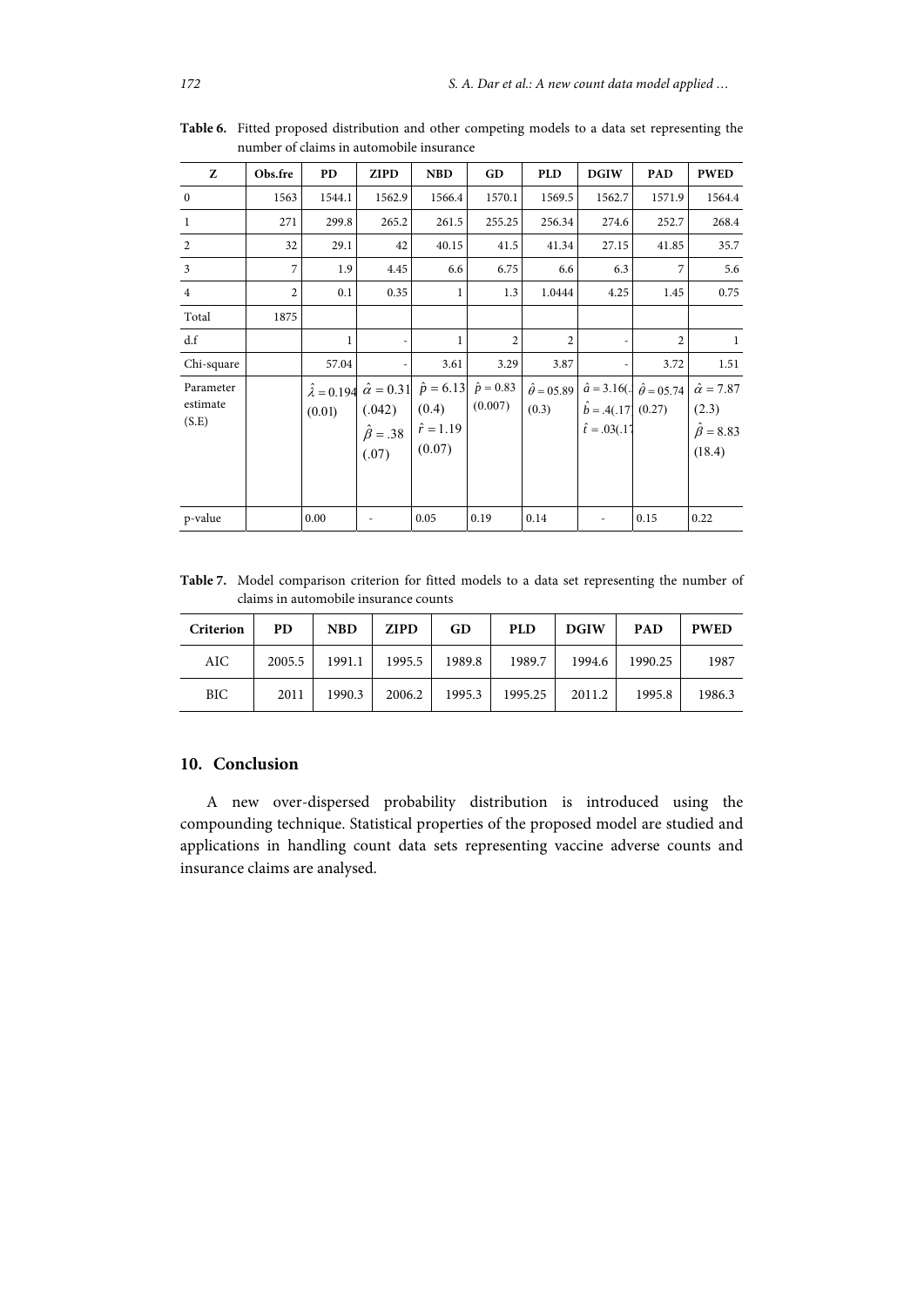**Table 6.** Fitted proposed distribution and other competing models to a data set representing the number of claims in automobile insurance

| Z | Obs.fre | PD | ZIPD | NBD | GD | PLD | DGIW | PAD | PWED |
|---|---|---|---|---|---|---|---|---|---|
| 0 | 1563 | 1544.1 | 1562.9 | 1566.4 | 1570.1 | 1569.5 | 1562.7 | 1571.9 | 1564.4 |
| 1 | 271 | 299.8 | 265.2 | 261.5 | 255.25 | 256.34 | 274.6 | 252.7 | 268.4 |
| 2 | 32 | 29.1 | 42 | 40.15 | 41.5 | 41.34 | 27.15 | 41.85 | 35.7 |
| 3 | 7 | 1.9 | 4.45 | 6.6 | 6.75 | 6.6 | 6.3 | 7 | 5.6 |
| 4 | 2 | 0.1 | 0.35 | 1 | 1.3 | 1.0444 | 4.25 | 1.45 | 0.75 |
| Total | 1875 | | | | | | | | |
| d.f | | 1 | - | 1 | 2 | 2 | - | 2 | 1 |
| Chi-square | | 57.04 | - | 3.61 | 3.29 | 3.87 | - | 3.72 | 1.51 |
| Parameter estimate (S.E) | | $\hat{\lambda} = 0.194$ (0.01) | $\hat{\alpha} = 0.31$ (.042) $\hat{\beta} = .38$ (.07) | $\hat{p} = 6.13$ (0.4) $\hat{r} = 1.19$ (0.07) | $\hat{p} = 0.83$ (0.007) | $\hat{\theta} = 05.89$ (0.3) | $\hat{a} = 3.16(.$ $\hat{b} = .4(.17$ $\hat{t} = .03(.17$ | $\hat{\theta} = 05.74$ (0.27) | $\hat{\alpha} = 7.87$ (2.3) $\hat{\beta} = 8.83$ (18.4) |
| p-value | | 0.00 | - | 0.05 | 0.19 | 0.14 | - | 0.15 | 0.22 |

**Table 7.** Model comparison criterion for fitted models to a data set representing the number of claims in automobile insurance counts

| Criterion | PD | NBD | ZIPD | GD | PLD | DGIW | PAD | PWED |
|---|---|---|---|---|---|---|---|---|
| AIC | 2005.5 | 1991.1 | 1995.5 | 1989.8 | 1989.7 | 1994.6 | 1990.25 | 1987 |
| BIC | 2011 | 1990.3 | 2006.2 | 1995.3 | 1995.25 | 2011.2 | 1995.8 | 1986.3 |

## 10. Conclusion

A new over-dispersed probability distribution is introduced using the compounding technique. Statistical properties of the proposed model are studied and applications in handling count data sets representing vaccine adverse counts and insurance claims are analysed.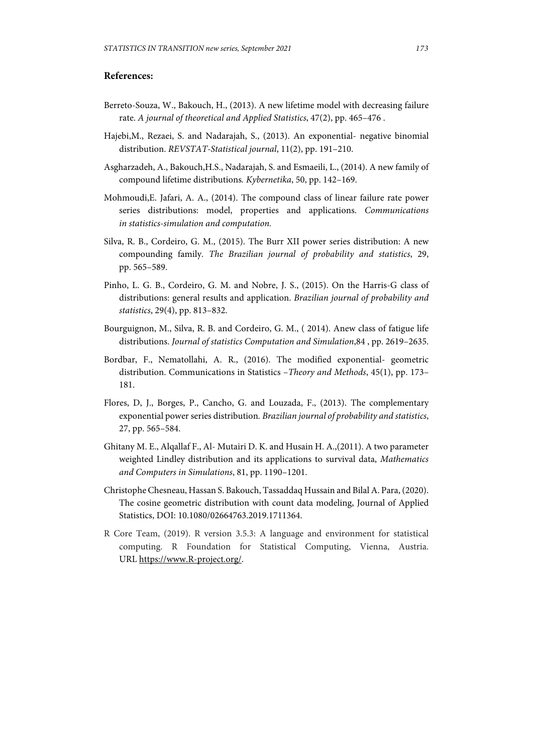## References:

Berreto-Souza, W., Bakouch, H., (2013). A new lifetime model with decreasing failure rate. *A journal of theoretical and Applied Statistics*, 47(2), pp. 465–476 .

Hajebi,M., Rezaei, S. and Nadarajah, S., (2013). An exponential- negative binomial distribution. *REVSTAT-Statistical journal*, 11(2), pp. 191–210.

Asgharzadeh, A., Bakouch,H.S., Nadarajah, S. and Esmaeili, L., (2014). A new family of compound lifetime distributions*. Kybernetika*, 50, pp. 142–169.

Mohmoudi,E. Jafari, A. A., (2014). The compound class of linear failure rate power series distributions: model, properties and applications. *Communications in statistics-simulation and computation.*

Silva, R. B., Cordeiro, G. M., (2015). The Burr XII power series distribution: A new compounding family. *The Brazilian journal of probability and statistics*, 29, pp. 565–589.

Pinho, L. G. B., Cordeiro, G. M. and Nobre, J. S., (2015). On the Harris-G class of distributions: general results and application. *Brazilian journal of probability and statistics*, 29(4), pp. 813–832.

Bourguignon, M., Silva, R. B. and Cordeiro, G. M., ( 2014). Anew class of fatigue life distributions. *Journal of statistics Computation and Simulation*,84 , pp. 2619–2635.

Bordbar, F., Nematollahi, A. R., (2016). The modified exponential- geometric distribution. Communications in Statistics –*Theory and Methods*, 45(1), pp. 173–181.

Flores, D, J., Borges, P., Cancho, G. and Louzada, F., (2013). The complementary exponential power series distribution. *Brazilian journal of probability and statistics*, 27, pp. 565–584.

Ghitany M. E., Alqallaf F., Al- Mutairi D. K. and Husain H. A.,(2011). A two parameter weighted Lindley distribution and its applications to survival data, *Mathematics and Computers in Simulations*, 81, pp. 1190–1201.

Christophe Chesneau, Hassan S. Bakouch, Tassaddaq Hussain and Bilal A. Para, (2020). The cosine geometric distribution with count data modeling, Journal of Applied Statistics, DOI: 10.1080/02664763.2019.1711364.

R Core Team, (2019). R version 3.5.3: A language and environment for statistical computing. R Foundation for Statistical Computing, Vienna, Austria. URL https://www.R-project.org/.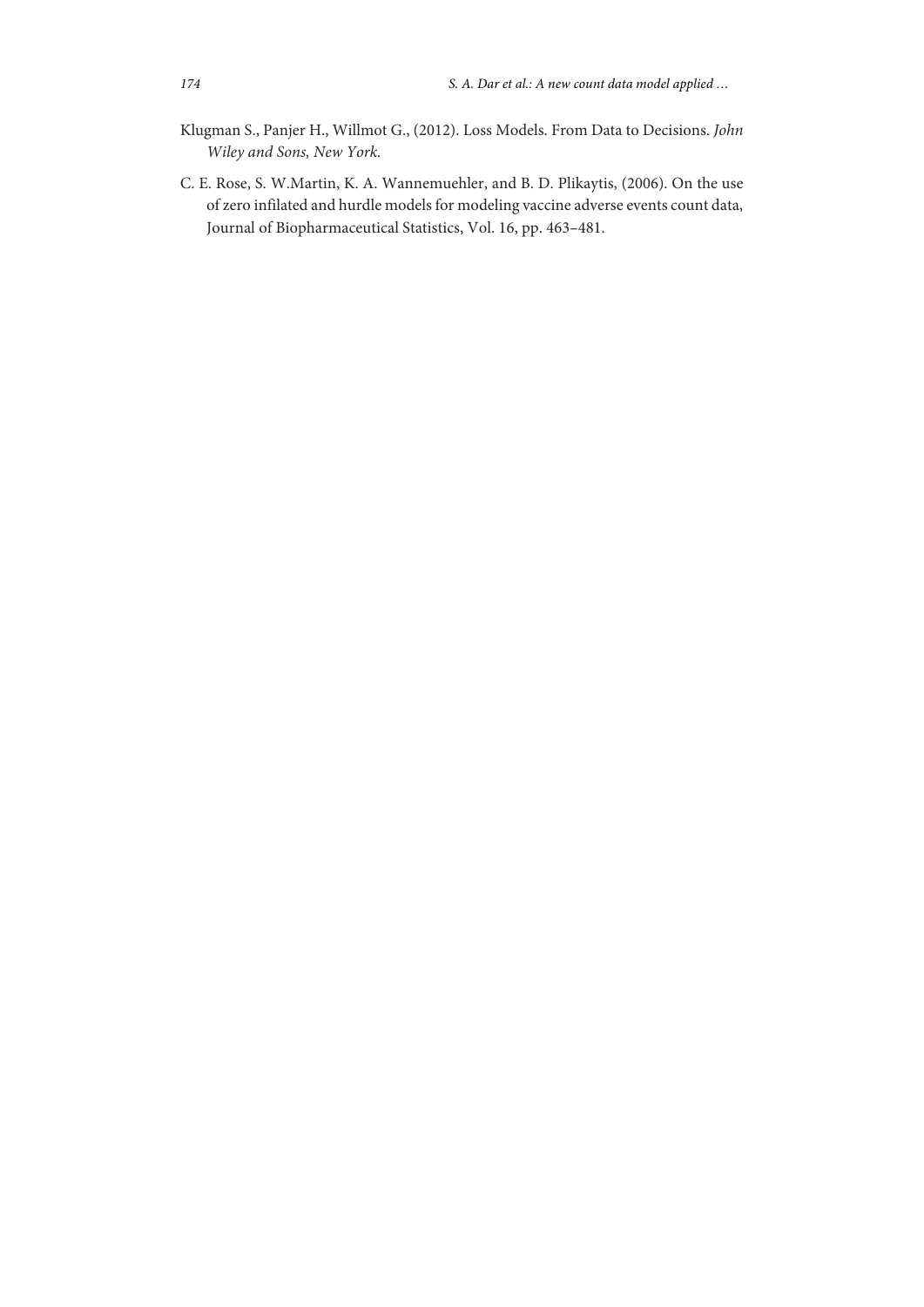Klugman S., Panjer H., Willmot G., (2012). Loss Models. From Data to Decisions. *John Wiley and Sons, New York.*

C. E. Rose, S. W.Martin, K. A. Wannemuehler, and B. D. Plikaytis, (2006). On the use of zero infilated and hurdle models for modeling vaccine adverse events count data, Journal of Biopharmaceutical Statistics, Vol. 16, pp. 463–481.